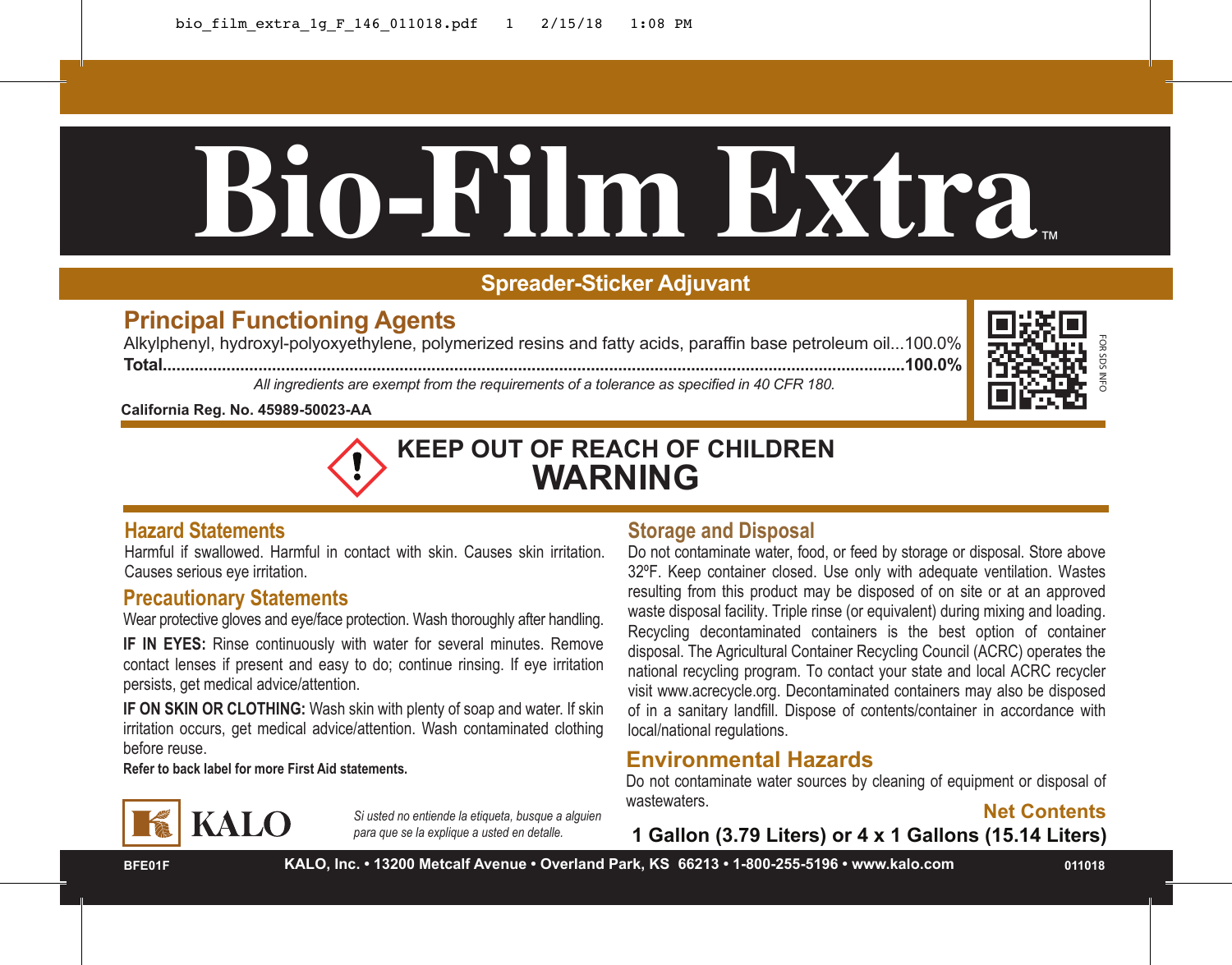# Bio-Film Extra™

**Spreader-Sticker Adjuvant**

## Principal Functioning Agents

Alkylphenyl, hydroxyl-polyoxyethylene, polymerized resins and fatty acids, paraffin base petroleum oil...100.0%

**Total...........................................................................................................................100.0%**

*All ingredients are exempt from the requirements of a tolerance as specified in 40 CFR 180.*

**California Reg. No. 45989-50023-AA**

FOR SDS INFO

## KEEP OUT OF REACH OF CHILDREN
## WARNING

### Hazard Statements

Harmful if swallowed. Harmful in contact with skin. Causes skin irritation. Causes serious eye irritation.

### Precautionary Statements

Wear protective gloves and eye/face protection. Wash thoroughly after handling.

**IF IN EYES:** Rinse continuously with water for several minutes. Remove contact lenses if present and easy to do; continue rinsing. If eye irritation persists, get medical advice/attention.

**IF ON SKIN OR CLOTHING:** Wash skin with plenty of soap and water. If skin irritation occurs, get medical advice/attention. Wash contaminated clothing before reuse.

**Refer to back label for more First Aid statements.**

### Storage and Disposal

Do not contaminate water, food, or feed by storage or disposal. Store above 32ºF. Keep container closed. Use only with adequate ventilation. Wastes resulting from this product may be disposed of on site or at an approved waste disposal facility. Triple rinse (or equivalent) during mixing and loading. Recycling decontaminated containers is the best option of container disposal. The Agricultural Container Recycling Council (ACRC) operates the national recycling program. To contact your state and local ACRC recycler visit www.acrecycle.org. Decontaminated containers may also be disposed of in a sanitary landfill. Dispose of contents/container in accordance with local/national regulations.

### Environmental Hazards

Do not contaminate water sources by cleaning of equipment or disposal of wastewaters.

KALO

*Si usted no entiende la etiqueta, busque a alguien para que se la explique a usted en detalle.*

**Net Contents**

**1 Gallon (3.79 Liters) or 4 x 1 Gallons (15.14 Liters)**

BFE01F

**KALO, Inc. • 13200 Metcalf Avenue • Overland Park, KS 66213 • 1-800-255-5196 • www.kalo.com**

011018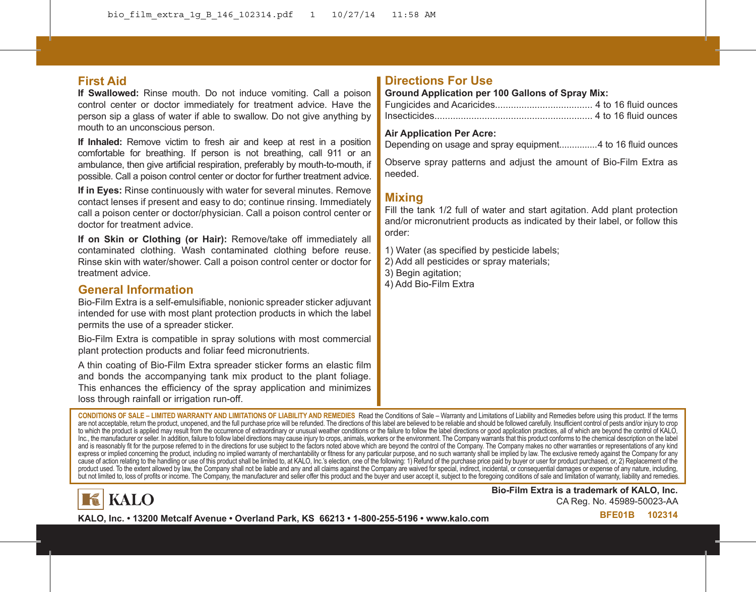## First Aid

**If Swallowed:** Rinse mouth. Do not induce vomiting. Call a poison control center or doctor immediately for treatment advice. Have the person sip a glass of water if able to swallow. Do not give anything by mouth to an unconscious person.

**If Inhaled:** Remove victim to fresh air and keep at rest in a position comfortable for breathing. If person is not breathing, call 911 or an ambulance, then give artificial respiration, preferably by mouth-to-mouth, if possible. Call a poison control center or doctor for further treatment advice.

**If in Eyes:** Rinse continuously with water for several minutes. Remove contact lenses if present and easy to do; continue rinsing. Immediately call a poison center or doctor/physician. Call a poison control center or doctor for treatment advice.

**If on Skin or Clothing (or Hair):** Remove/take off immediately all contaminated clothing. Wash contaminated clothing before reuse. Rinse skin with water/shower. Call a poison control center or doctor for treatment advice.

## General Information

Bio-Film Extra is a self-emulsifiable, nonionic spreader sticker adjuvant intended for use with most plant protection products in which the label permits the use of a spreader sticker.

Bio-Film Extra is compatible in spray solutions with most commercial plant protection products and foliar feed micronutrients.

A thin coating of Bio-Film Extra spreader sticker forms an elastic film and bonds the accompanying tank mix product to the plant foliage. This enhances the efficiency of the spray application and minimizes loss through rainfall or irrigation run-off.

## Directions For Use

**Ground Application per 100 Gallons of Spray Mix:**

Fungicides and Acaricides.................................... 4 to 16 fluid ounces
Insecticides........................................................... 4 to 16 fluid ounces

**Air Application Per Acre:**

Depending on usage and spray equipment..............4 to 16 fluid ounces

Observe spray patterns and adjust the amount of Bio-Film Extra as needed.

## Mixing

Fill the tank 1/2 full of water and start agitation. Add plant protection and/or micronutrient products as indicated by their label, or follow this order:

1) Water (as specified by pesticide labels;
2) Add all pesticides or spray materials;
3) Begin agitation;
4) Add Bio-Film Extra

**CONDITIONS OF SALE – LIMITED WARRANTY AND LIMITATIONS OF LIABILITY AND REMEDIES** Read the Conditions of Sale – Warranty and Limitations of Liability and Remedies before using this product. If the terms are not acceptable, return the product, unopened, and the full purchase price will be refunded. The directions of this label are believed to be reliable and should be followed carefully. Insufficient control of pests and/or injury to crop to which the product is applied may result from the occurrence of extraordinary or unusual weather conditions or the failure to follow the label directions or good application practices, all of which are beyond the control of KALO, Inc., the manufacturer or seller. In addition, failure to follow label directions may cause injury to crops, animals, workers or the environment. The Company warrants that this product conforms to the chemical description on the label and is reasonably fit for the purpose referred to in the directions for use subject to the factors noted above which are beyond the control of the Company. The Company makes no other warranties or representations of any kind express or implied concerning the product, including no implied warranty of merchantability or fitness for any particular purpose, and no such warranty shall be implied by law. The exclusive remedy against the Company for any cause of action relating to the handling or use of this product shall be limited to, at KALO, Inc.'s election, one of the following: 1) Refund of the purchase price paid by buyer or user for product purchased, or, 2) Replacement of the product used. To the extent allowed by law, the Company shall not be liable and any and all claims against the Company are waived for special, indirect, incidental, or consequential damages or expense of any nature, including, but not limited to, loss of profits or income. The Company, the manufacturer and seller offer this product and the buyer and user accept it, subject to the foregoing conditions of sale and limitation of warranty, liability and remedies.

KALO

**Bio-Film Extra is a trademark of KALO, Inc.**
CA Reg. No. 45989-50023-AA

**KALO, Inc. • 13200 Metcalf Avenue • Overland Park, KS 66213 • 1-800-255-5196 • www.kalo.com**

**BFE01B 102314**